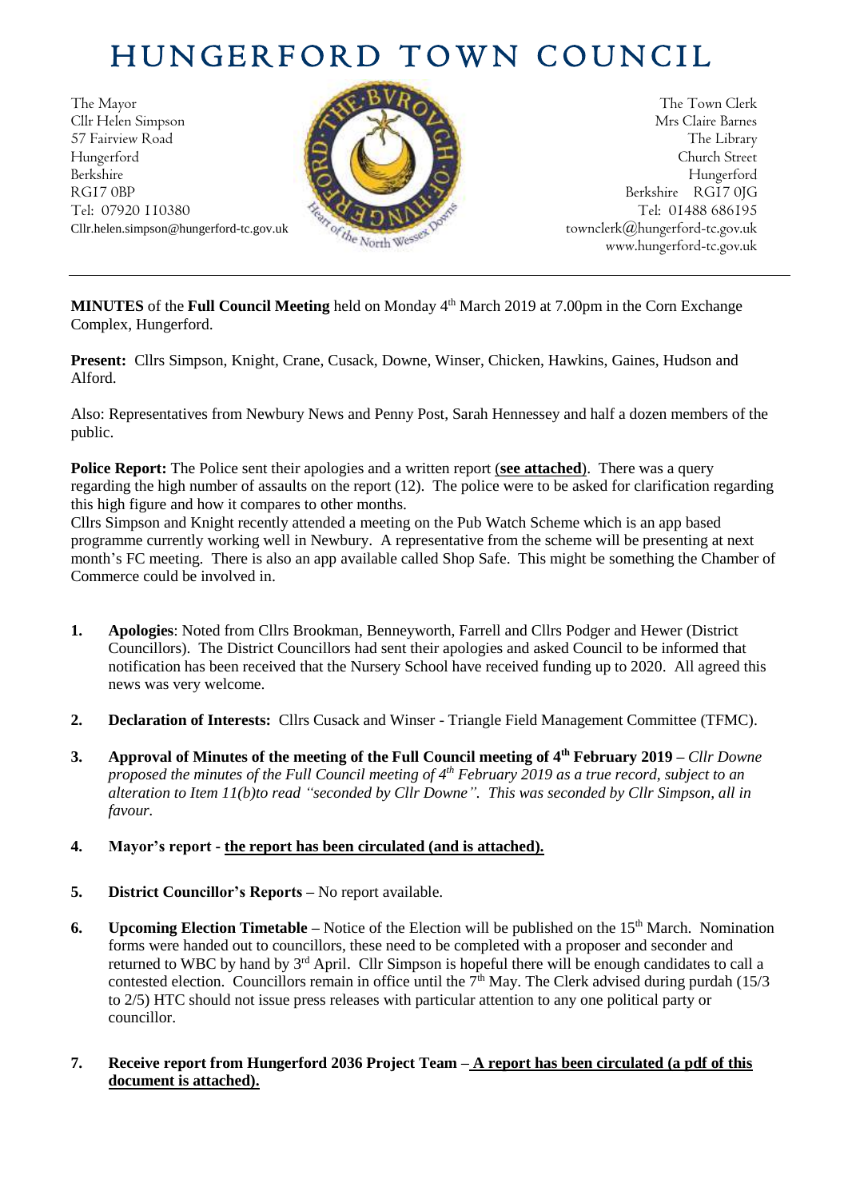# HUNGERFORD TOWN COUNCIL

The Mayor
Cllr Helen Simpson
57 Fairview Road
Hungerford
Berkshire
RG17 0BP
Tel: 07920 110380
Cllr.helen.simpson@hungerford-tc.gov.uk

The Town Clerk
Mrs Claire Barnes
The Library
Church Street
Hungerford
Berkshire RG17 0JG
Tel: 01488 686195
townclerk@hungerford-tc.gov.uk
www.hungerford-tc.gov.uk

---

**MINUTES** of the **Full Council Meeting** held on Monday 4th March 2019 at 7.00pm in the Corn Exchange Complex, Hungerford.

**Present:** Cllrs Simpson, Knight, Crane, Cusack, Downe, Winser, Chicken, Hawkins, Gaines, Hudson and Alford.

Also: Representatives from Newbury News and Penny Post, Sarah Hennessey and half a dozen members of the public.

**Police Report:** The Police sent their apologies and a written report (**see attached**). There was a query regarding the high number of assaults on the report (12). The police were to be asked for clarification regarding this high figure and how it compares to other months.
Cllrs Simpson and Knight recently attended a meeting on the Pub Watch Scheme which is an app based programme currently working well in Newbury. A representative from the scheme will be presenting at next month's FC meeting. There is also an app available called Shop Safe. This might be something the Chamber of Commerce could be involved in.

1. **Apologies**: Noted from Cllrs Brookman, Benneyworth, Farrell and Cllrs Podger and Hewer (District Councillors). The District Councillors had sent their apologies and asked Council to be informed that notification has been received that the Nursery School have received funding up to 2020. All agreed this news was very welcome.

2. **Declaration of Interests:** Cllrs Cusack and Winser - Triangle Field Management Committee (TFMC).

3. **Approval of Minutes of the meeting of the Full Council meeting of 4th February 2019** – *Cllr Downe proposed the minutes of the Full Council meeting of 4th February 2019 as a true record, subject to an alteration to Item 11(b)to read "seconded by Cllr Downe". This was seconded by Cllr Simpson, all in favour.*

4. **Mayor's report - the report has been circulated (and is attached).**

5. **District Councillor's Reports –** No report available.

6. **Upcoming Election Timetable –** Notice of the Election will be published on the 15th March. Nomination forms were handed out to councillors, these need to be completed with a proposer and seconder and returned to WBC by hand by 3rd April. Cllr Simpson is hopeful there will be enough candidates to call a contested election. Councillors remain in office until the 7th May. The Clerk advised during purdah (15/3 to 2/5) HTC should not issue press releases with particular attention to any one political party or councillor.

7. **Receive report from Hungerford 2036 Project Team – A report has been circulated (a pdf of this document is attached).**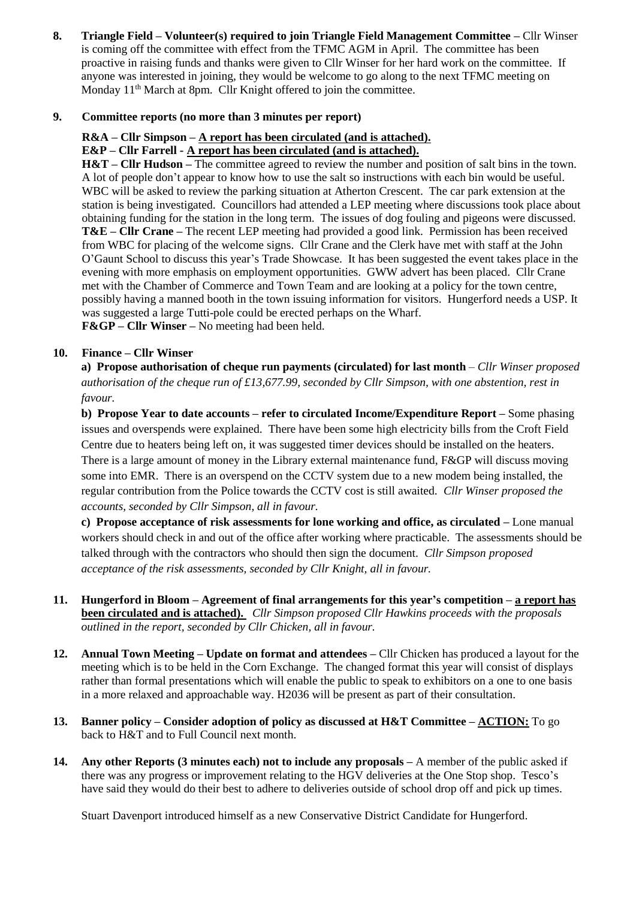**8. Triangle Field – Volunteer(s) required to join Triangle Field Management Committee –** Cllr Winser is coming off the committee with effect from the TFMC AGM in April. The committee has been proactive in raising funds and thanks were given to Cllr Winser for her hard work on the committee. If anyone was interested in joining, they would be welcome to go along to the next TFMC meeting on Monday 11th March at 8pm. Cllr Knight offered to join the committee.

**9. Committee reports (no more than 3 minutes per report)**

**R&A – Cllr Simpson – A report has been circulated (and is attached).**
**E&P – Cllr Farrell - A report has been circulated (and is attached).**
**H&T – Cllr Hudson –** The committee agreed to review the number and position of salt bins in the town. A lot of people don't appear to know how to use the salt so instructions with each bin would be useful. WBC will be asked to review the parking situation at Atherton Crescent. The car park extension at the station is being investigated. Councillors had attended a LEP meeting where discussions took place about obtaining funding for the station in the long term. The issues of dog fouling and pigeons were discussed.
**T&E – Cllr Crane –** The recent LEP meeting had provided a good link. Permission has been received from WBC for placing of the welcome signs. Cllr Crane and the Clerk have met with staff at the John O'Gaunt School to discuss this year's Trade Showcase. It has been suggested the event takes place in the evening with more emphasis on employment opportunities. GWW advert has been placed. Cllr Crane met with the Chamber of Commerce and Town Team and are looking at a policy for the town centre, possibly having a manned booth in the town issuing information for visitors. Hungerford needs a USP. It was suggested a large Tutti-pole could be erected perhaps on the Wharf.
**F&GP – Cllr Winser –** No meeting had been held.

**10. Finance – Cllr Winser**

**a) Propose authorisation of cheque run payments (circulated) for last month** – *Cllr Winser proposed authorisation of the cheque run of £13,677.99, seconded by Cllr Simpson, with one abstention, rest in favour.*

**b) Propose Year to date accounts – refer to circulated Income/Expenditure Report –** Some phasing issues and overspends were explained. There have been some high electricity bills from the Croft Field Centre due to heaters being left on, it was suggested timer devices should be installed on the heaters. There is a large amount of money in the Library external maintenance fund, F&GP will discuss moving some into EMR. There is an overspend on the CCTV system due to a new modem being installed, the regular contribution from the Police towards the CCTV cost is still awaited. *Cllr Winser proposed the accounts, seconded by Cllr Simpson, all in favour.*

**c) Propose acceptance of risk assessments for lone working and office, as circulated –** Lone manual workers should check in and out of the office after working where practicable. The assessments should be talked through with the contractors who should then sign the document. *Cllr Simpson proposed acceptance of the risk assessments, seconded by Cllr Knight, all in favour.*

**11. Hungerford in Bloom – Agreement of final arrangements for this year's competition – a report has been circulated and is attached).** *Cllr Simpson proposed Cllr Hawkins proceeds with the proposals outlined in the report, seconded by Cllr Chicken, all in favour.*

**12. Annual Town Meeting – Update on format and attendees –** Cllr Chicken has produced a layout for the meeting which is to be held in the Corn Exchange. The changed format this year will consist of displays rather than formal presentations which will enable the public to speak to exhibitors on a one to one basis in a more relaxed and approachable way. H2036 will be present as part of their consultation.

**13. Banner policy – Consider adoption of policy as discussed at H&T Committee – ACTION:** To go back to H&T and to Full Council next month.

**14. Any other Reports (3 minutes each) not to include any proposals –** A member of the public asked if there was any progress or improvement relating to the HGV deliveries at the One Stop shop. Tesco's have said they would do their best to adhere to deliveries outside of school drop off and pick up times.

Stuart Davenport introduced himself as a new Conservative District Candidate for Hungerford.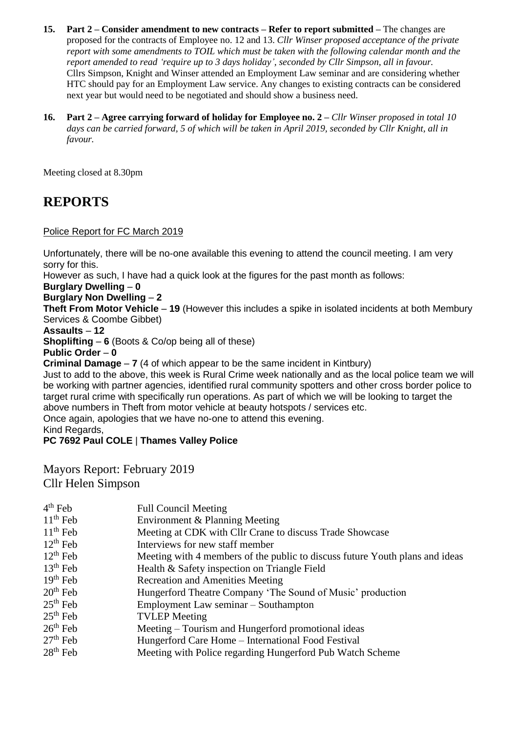15. **Part 2 – Consider amendment to new contracts – Refer to report submitted –** The changes are proposed for the contracts of Employee no. 12 and 13. *Cllr Winser proposed acceptance of the private report with some amendments to TOIL which must be taken with the following calendar month and the report amended to read 'require up to 3 days holiday', seconded by Cllr Simpson, all in favour.* Cllrs Simpson, Knight and Winser attended an Employment Law seminar and are considering whether HTC should pay for an Employment Law service. Any changes to existing contracts can be considered next year but would need to be negotiated and should show a business need.

16. **Part 2 – Agree carrying forward of holiday for Employee no. 2 –** *Cllr Winser proposed in total 10 days can be carried forward, 5 of which will be taken in April 2019, seconded by Cllr Knight, all in favour.*

Meeting closed at 8.30pm

# REPORTS

Police Report for FC March 2019

Unfortunately, there will be no-one available this evening to attend the council meeting. I am very sorry for this.
However as such, I have had a quick look at the figures for the past month as follows:
**Burglary Dwelling – 0**
**Burglary Non Dwelling – 2**
**Theft From Motor Vehicle – 19** (However this includes a spike in isolated incidents at both Membury Services & Coombe Gibbet)
**Assaults – 12**
**Shoplifting – 6** (Boots & Co/op being all of these)
**Public Order – 0**
**Criminal Damage – 7** (4 of which appear to be the same incident in Kintbury)
Just to add to the above, this week is Rural Crime week nationally and as the local police team we will be working with partner agencies, identified rural community spotters and other cross border police to target rural crime with specifically run operations. As part of which we will be looking to target the above numbers in Theft from motor vehicle at beauty hotspots / services etc.
Once again, apologies that we have no-one to attend this evening.
Kind Regards,
**PC 7692 Paul COLE | Thames Valley Police**

## Mayors Report: February 2019
## Cllr Helen Simpson

| | |
|---|---|
| 4th Feb | Full Council Meeting |
| 11th Feb | Environment & Planning Meeting |
| 11th Feb | Meeting at CDK with Cllr Crane to discuss Trade Showcase |
| 12th Feb | Interviews for new staff member |
| 12th Feb | Meeting with 4 members of the public to discuss future Youth plans and ideas |
| 13th Feb | Health & Safety inspection on Triangle Field |
| 19th Feb | Recreation and Amenities Meeting |
| 20th Feb | Hungerford Theatre Company 'The Sound of Music' production |
| 25th Feb | Employment Law seminar – Southampton |
| 25th Feb | TVLEP Meeting |
| 26th Feb | Meeting – Tourism and Hungerford promotional ideas |
| 27th Feb | Hungerford Care Home – International Food Festival |
| 28th Feb | Meeting with Police regarding Hungerford Pub Watch Scheme |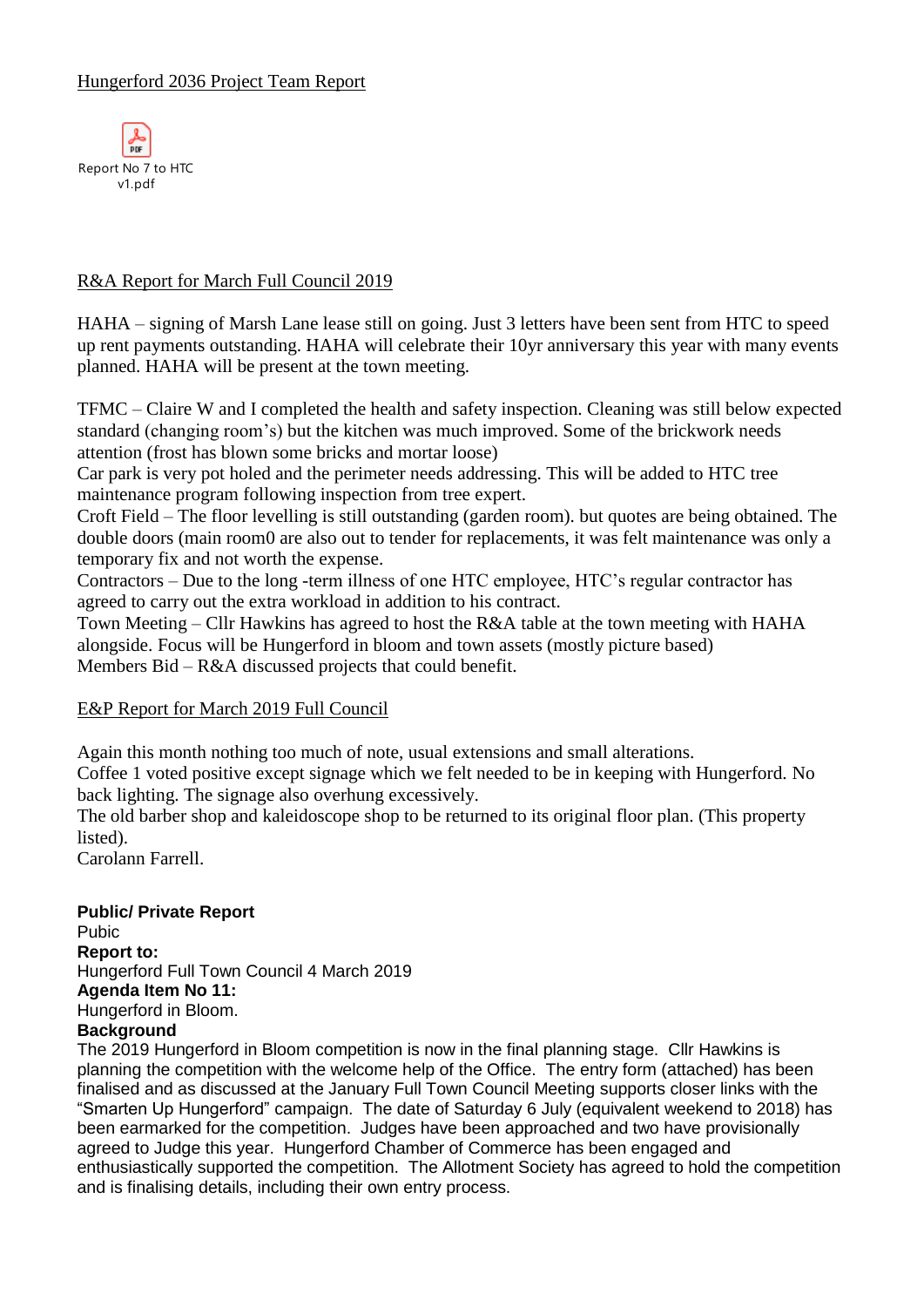Hungerford 2036 Project Team Report

Report No 7 to HTC v1.pdf

R&A Report for March Full Council 2019

HAHA – signing of Marsh Lane lease still on going. Just 3 letters have been sent from HTC to speed up rent payments outstanding. HAHA will celebrate their 10yr anniversary this year with many events planned. HAHA will be present at the town meeting.

TFMC – Claire W and I completed the health and safety inspection. Cleaning was still below expected standard (changing room's) but the kitchen was much improved. Some of the brickwork needs attention (frost has blown some bricks and mortar loose)
Car park is very pot holed and the perimeter needs addressing. This will be added to HTC tree maintenance program following inspection from tree expert.
Croft Field – The floor levelling is still outstanding (garden room). but quotes are being obtained. The double doors (main room0 are also out to tender for replacements, it was felt maintenance was only a temporary fix and not worth the expense.
Contractors – Due to the long -term illness of one HTC employee, HTC's regular contractor has agreed to carry out the extra workload in addition to his contract.
Town Meeting – Cllr Hawkins has agreed to host the R&A table at the town meeting with HAHA alongside. Focus will be Hungerford in bloom and town assets (mostly picture based)
Members Bid – R&A discussed projects that could benefit.

E&P Report for March 2019 Full Council

Again this month nothing too much of note, usual extensions and small alterations.
Coffee 1 voted positive except signage which we felt needed to be in keeping with Hungerford. No back lighting. The signage also overhung excessively.
The old barber shop and kaleidoscope shop to be returned to its original floor plan. (This property listed).
Carolann Farrell.

**Public/ Private Report**
Pubic
**Report to:**
Hungerford Full Town Council 4 March 2019
**Agenda Item No 11:**
Hungerford in Bloom.
**Background**
The 2019 Hungerford in Bloom competition is now in the final planning stage. Cllr Hawkins is planning the competition with the welcome help of the Office. The entry form (attached) has been finalised and as discussed at the January Full Town Council Meeting supports closer links with the "Smarten Up Hungerford" campaign. The date of Saturday 6 July (equivalent weekend to 2018) has been earmarked for the competition. Judges have been approached and two have provisionally agreed to Judge this year. Hungerford Chamber of Commerce has been engaged and enthusiastically supported the competition. The Allotment Society has agreed to hold the competition and is finalising details, including their own entry process.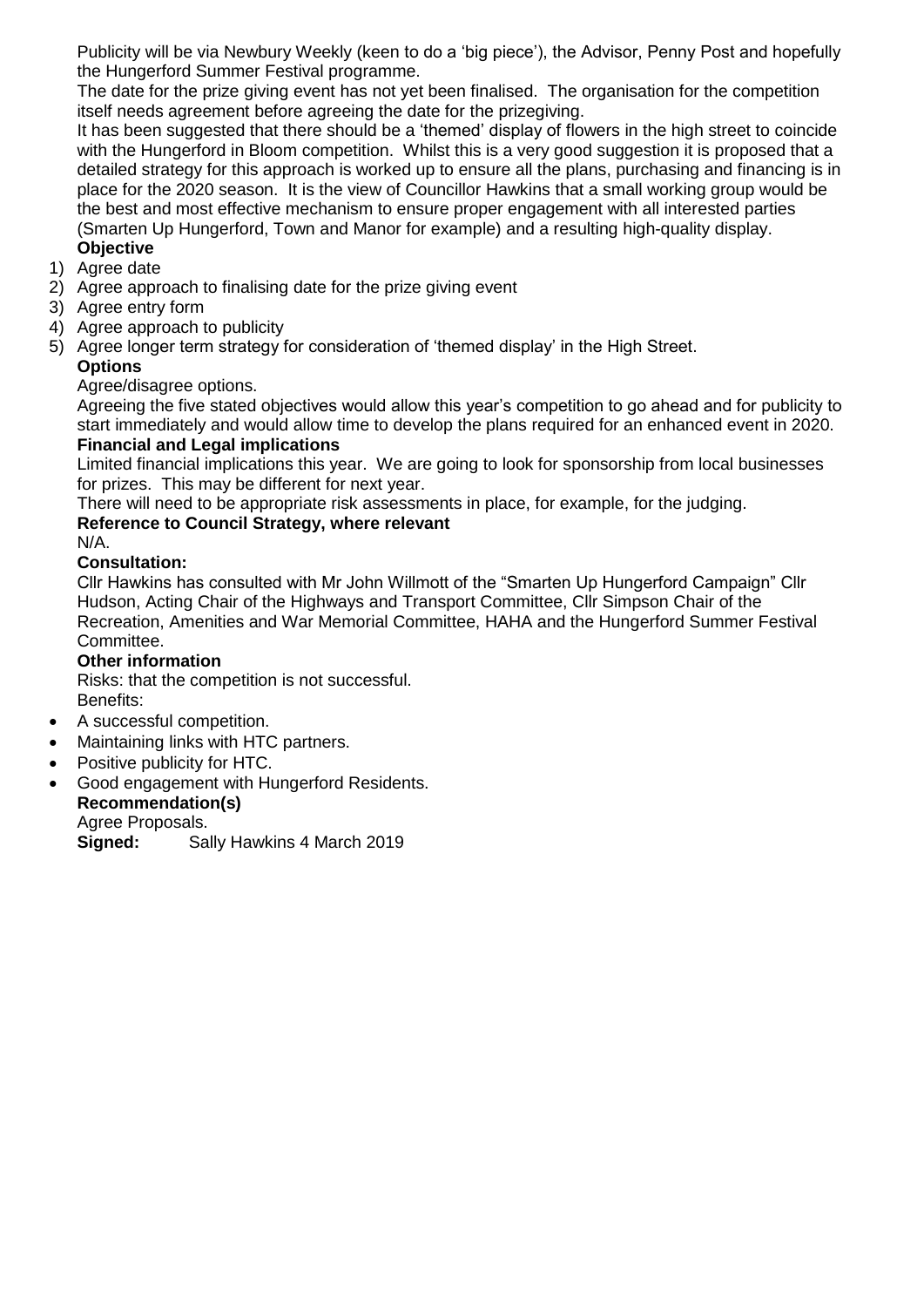Publicity will be via Newbury Weekly (keen to do a 'big piece'), the Advisor, Penny Post and hopefully the Hungerford Summer Festival programme.

The date for the prize giving event has not yet been finalised. The organisation for the competition itself needs agreement before agreeing the date for the prizegiving.

It has been suggested that there should be a 'themed' display of flowers in the high street to coincide with the Hungerford in Bloom competition. Whilst this is a very good suggestion it is proposed that a detailed strategy for this approach is worked up to ensure all the plans, purchasing and financing is in place for the 2020 season. It is the view of Councillor Hawkins that a small working group would be the best and most effective mechanism to ensure proper engagement with all interested parties (Smarten Up Hungerford, Town and Manor for example) and a resulting high-quality display.

**Objective**

1) Agree date
2) Agree approach to finalising date for the prize giving event
3) Agree entry form
4) Agree approach to publicity
5) Agree longer term strategy for consideration of 'themed display' in the High Street.

**Options**

Agree/disagree options.

Agreeing the five stated objectives would allow this year's competition to go ahead and for publicity to start immediately and would allow time to develop the plans required for an enhanced event in 2020.

**Financial and Legal implications**

Limited financial implications this year. We are going to look for sponsorship from local businesses for prizes. This may be different for next year.

There will need to be appropriate risk assessments in place, for example, for the judging.

**Reference to Council Strategy, where relevant**

N/A.

**Consultation:**

Cllr Hawkins has consulted with Mr John Willmott of the "Smarten Up Hungerford Campaign" Cllr Hudson, Acting Chair of the Highways and Transport Committee, Cllr Simpson Chair of the Recreation, Amenities and War Memorial Committee, HAHA and the Hungerford Summer Festival Committee.

**Other information**

Risks: that the competition is not successful.

Benefits:

- A successful competition.
- Maintaining links with HTC partners.
- Positive publicity for HTC.
- Good engagement with Hungerford Residents.

**Recommendation(s)**

Agree Proposals.

**Signed:** Sally Hawkins 4 March 2019